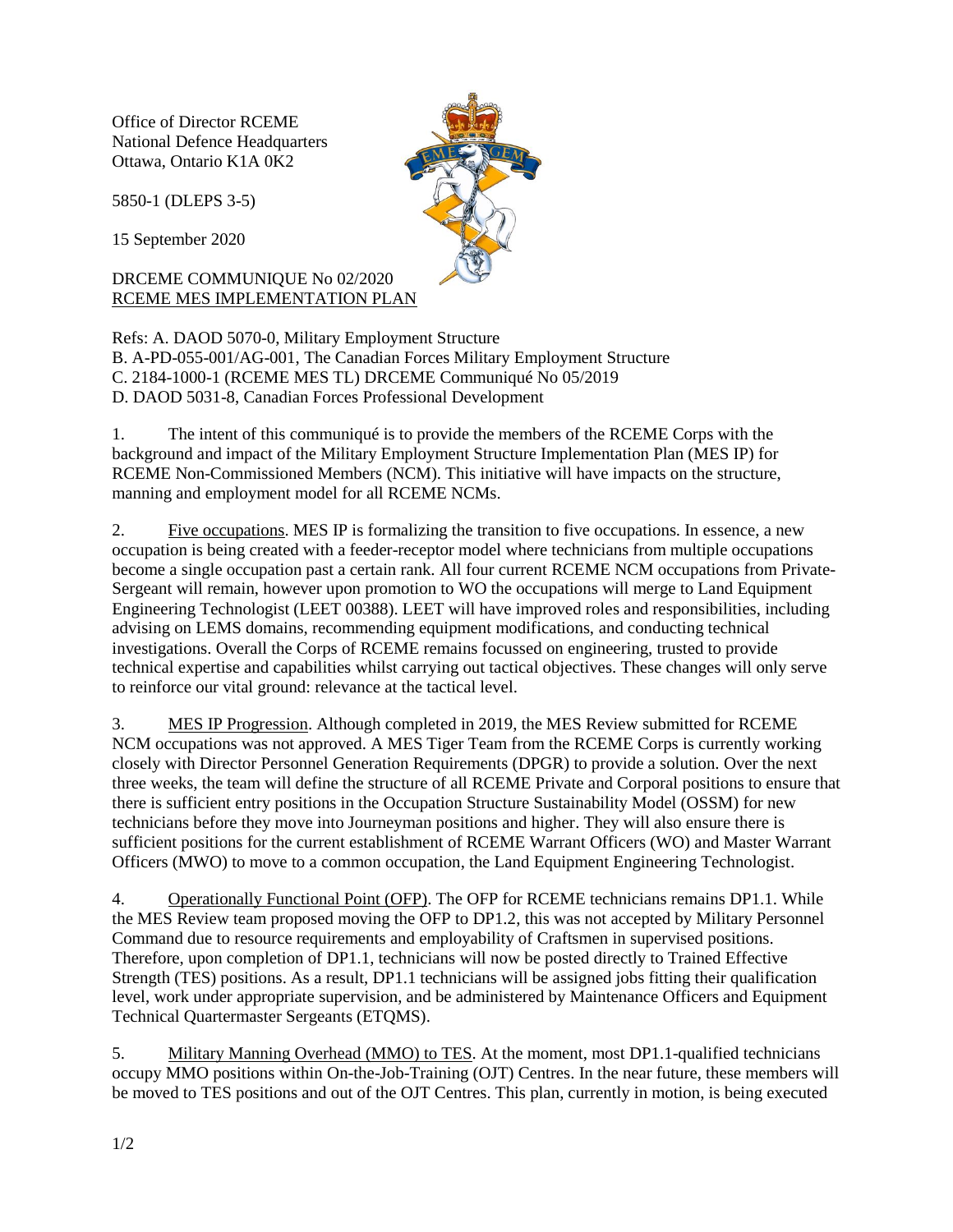Office of Director RCEME
National Defence Headquarters
Ottawa, Ontario K1A 0K2

5850-1 (DLEPS 3-5)

15 September 2020

DRCEME COMMUNIQUE No 02/2020
<u>RCEME MES IMPLEMENTATION PLAN</u>

Refs: A. DAOD 5070-0, Military Employment Structure
B. A-PD-055-001/AG-001, The Canadian Forces Military Employment Structure
C. 2184-1000-1 (RCEME MES TL) DRCEME Communiqué No 05/2019
D. DAOD 5031-8, Canadian Forces Professional Development

1. The intent of this communiqué is to provide the members of the RCEME Corps with the background and impact of the Military Employment Structure Implementation Plan (MES IP) for RCEME Non-Commissioned Members (NCM). This initiative will have impacts on the structure, manning and employment model for all RCEME NCMs.

2. <u>Five occupations</u>. MES IP is formalizing the transition to five occupations. In essence, a new occupation is being created with a feeder-receptor model where technicians from multiple occupations become a single occupation past a certain rank. All four current RCEME NCM occupations from Private-Sergeant will remain, however upon promotion to WO the occupations will merge to Land Equipment Engineering Technologist (LEET 00388). LEET will have improved roles and responsibilities, including advising on LEMS domains, recommending equipment modifications, and conducting technical investigations. Overall the Corps of RCEME remains focussed on engineering, trusted to provide technical expertise and capabilities whilst carrying out tactical objectives. These changes will only serve to reinforce our vital ground: relevance at the tactical level.

3. <u>MES IP Progression</u>. Although completed in 2019, the MES Review submitted for RCEME NCM occupations was not approved. A MES Tiger Team from the RCEME Corps is currently working closely with Director Personnel Generation Requirements (DPGR) to provide a solution. Over the next three weeks, the team will define the structure of all RCEME Private and Corporal positions to ensure that there is sufficient entry positions in the Occupation Structure Sustainability Model (OSSM) for new technicians before they move into Journeyman positions and higher. They will also ensure there is sufficient positions for the current establishment of RCEME Warrant Officers (WO) and Master Warrant Officers (MWO) to move to a common occupation, the Land Equipment Engineering Technologist.

4. <u>Operationally Functional Point (OFP)</u>. The OFP for RCEME technicians remains DP1.1. While the MES Review team proposed moving the OFP to DP1.2, this was not accepted by Military Personnel Command due to resource requirements and employability of Craftsmen in supervised positions. Therefore, upon completion of DP1.1, technicians will now be posted directly to Trained Effective Strength (TES) positions. As a result, DP1.1 technicians will be assigned jobs fitting their qualification level, work under appropriate supervision, and be administered by Maintenance Officers and Equipment Technical Quartermaster Sergeants (ETQMS).

5. <u>Military Manning Overhead (MMO) to TES</u>. At the moment, most DP1.1-qualified technicians occupy MMO positions within On-the-Job-Training (OJT) Centres. In the near future, these members will be moved to TES positions and out of the OJT Centres. This plan, currently in motion, is being executed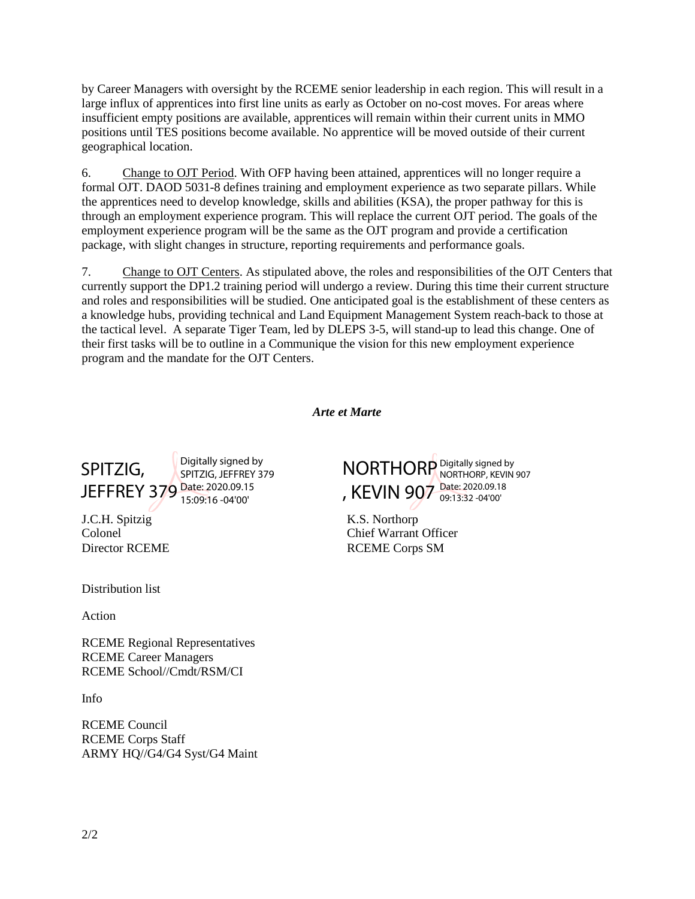by Career Managers with oversight by the RCEME senior leadership in each region. This will result in a large influx of apprentices into first line units as early as October on no-cost moves. For areas where insufficient empty positions are available, apprentices will remain within their current units in MMO positions until TES positions become available. No apprentice will be moved outside of their current geographical location.

6. Change to OJT Period. With OFP having been attained, apprentices will no longer require a formal OJT. DAOD 5031-8 defines training and employment experience as two separate pillars. While the apprentices need to develop knowledge, skills and abilities (KSA), the proper pathway for this is through an employment experience program. This will replace the current OJT period. The goals of the employment experience program will be the same as the OJT program and provide a certification package, with slight changes in structure, reporting requirements and performance goals.

7. Change to OJT Centers. As stipulated above, the roles and responsibilities of the OJT Centers that currently support the DP1.2 training period will undergo a review. During this time their current structure and roles and responsibilities will be studied. One anticipated goal is the establishment of these centers as a knowledge hubs, providing technical and Land Equipment Management System reach-back to those at the tactical level. A separate Tiger Team, led by DLEPS 3-5, will stand-up to lead this change. One of their first tasks will be to outline in a Communique the vision for this new employment experience program and the mandate for the OJT Centers.

***Arte et Marte***

SPITZIG, JEFFREY 379
Digitally signed by SPITZIG, JEFFREY 379
Date: 2020.09.15 15:09:16 -04'00'

J.C.H. Spitzig
Colonel
Director RCEME

NORTHORP, KEVIN 907
Digitally signed by NORTHORP, KEVIN 907
Date: 2020.09.18 09:13:32 -04'00'

K.S. Northorp
Chief Warrant Officer
RCEME Corps SM

Distribution list

Action

RCEME Regional Representatives
RCEME Career Managers
RCEME School//Cmdt/RSM/CI

Info

RCEME Council
RCEME Corps Staff
ARMY HQ//G4/G4 Syst/G4 Maint